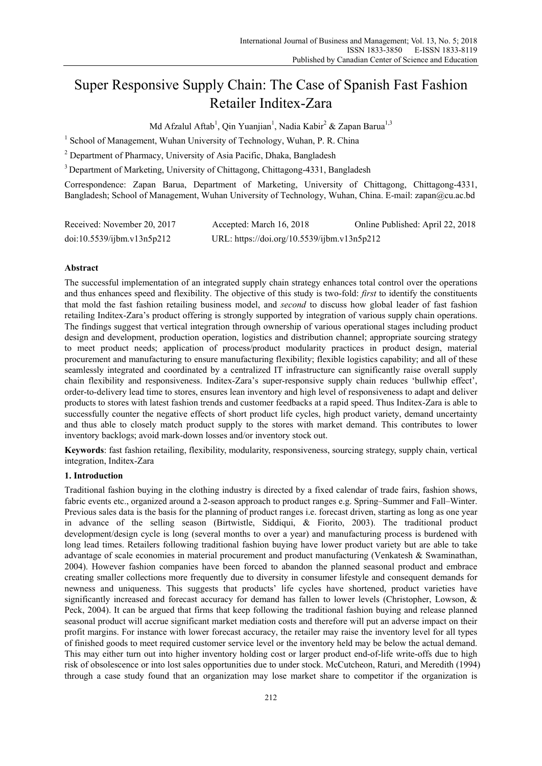# Super Responsive Supply Chain: The Case of Spanish Fast Fashion Retailer Inditex-Zara

Md Afzalul Aftab[1], Qin Yuanjian[1], Nadia Kabir[2] & Zapan Barua[1,3]

[1] School of Management, Wuhan University of Technology, Wuhan, P. R. China

[2] Department of Pharmacy, University of Asia Pacific, Dhaka, Bangladesh

[3] Department of Marketing, University of Chittagong, Chittagong-4331, Bangladesh

Correspondence: Zapan Barua, Department of Marketing, University of Chittagong, Chittagong-4331, Bangladesh; School of Management, Wuhan University of Technology, Wuhan, China. E-mail: zapan@cu.ac.bd

Received: November 20, 2017    Accepted: March 16, 2018    Online Published: April 22, 2018

doi:10.5539/ijbm.v13n5p212    URL: https://doi.org/10.5539/ijbm.v13n5p212

## Abstract

The successful implementation of an integrated supply chain strategy enhances total control over the operations and thus enhances speed and flexibility. The objective of this study is two-fold: *first* to identify the constituents that mold the fast fashion retailing business model, and *second* to discuss how global leader of fast fashion retailing Inditex-Zara's product offering is strongly supported by integration of various supply chain operations. The findings suggest that vertical integration through ownership of various operational stages including product design and development, production operation, logistics and distribution channel; appropriate sourcing strategy to meet product needs; application of process/product modularity practices in product design, material procurement and manufacturing to ensure manufacturing flexibility; flexible logistics capability; and all of these seamlessly integrated and coordinated by a centralized IT infrastructure can significantly raise overall supply chain flexibility and responsiveness. Inditex-Zara's super-responsive supply chain reduces 'bullwhip effect', order-to-delivery lead time to stores, ensures lean inventory and high level of responsiveness to adapt and deliver products to stores with latest fashion trends and customer feedbacks at a rapid speed. Thus Inditex-Zara is able to successfully counter the negative effects of short product life cycles, high product variety, demand uncertainty and thus able to closely match product supply to the stores with market demand. This contributes to lower inventory backlogs; avoid mark-down losses and/or inventory stock out.

**Keywords**: fast fashion retailing, flexibility, modularity, responsiveness, sourcing strategy, supply chain, vertical integration, Inditex-Zara

## 1. Introduction

Traditional fashion buying in the clothing industry is directed by a fixed calendar of trade fairs, fashion shows, fabric events etc., organized around a 2-season approach to product ranges e.g. Spring–Summer and Fall–Winter. Previous sales data is the basis for the planning of product ranges i.e. forecast driven, starting as long as one year in advance of the selling season (Birtwistle, Siddiqui, & Fiorito, 2003). The traditional product development/design cycle is long (several months to over a year) and manufacturing process is burdened with long lead times. Retailers following traditional fashion buying have lower product variety but are able to take advantage of scale economies in material procurement and product manufacturing (Venkatesh & Swaminathan, 2004). However fashion companies have been forced to abandon the planned seasonal product and embrace creating smaller collections more frequently due to diversity in consumer lifestyle and consequent demands for newness and uniqueness. This suggests that products' life cycles have shortened, product varieties have significantly increased and forecast accuracy for demand has fallen to lower levels (Christopher, Lowson, & Peck, 2004). It can be argued that firms that keep following the traditional fashion buying and release planned seasonal product will accrue significant market mediation costs and therefore will put an adverse impact on their profit margins. For instance with lower forecast accuracy, the retailer may raise the inventory level for all types of finished goods to meet required customer service level or the inventory held may be below the actual demand. This may either turn out into higher inventory holding cost or larger product end-of-life write-offs due to high risk of obsolescence or into lost sales opportunities due to under stock. McCutcheon, Raturi, and Meredith (1994) through a case study found that an organization may lose market share to competitor if the organization is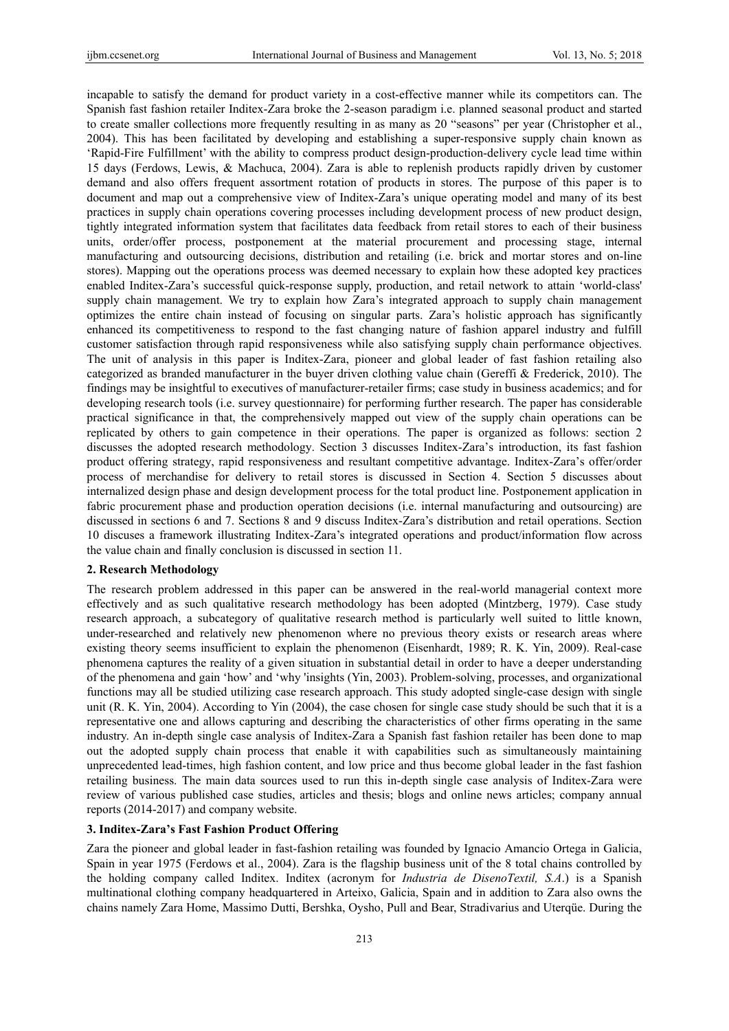incapable to satisfy the demand for product variety in a cost-effective manner while its competitors can. The Spanish fast fashion retailer Inditex-Zara broke the 2-season paradigm i.e. planned seasonal product and started to create smaller collections more frequently resulting in as many as 20 "seasons" per year (Christopher et al., 2004). This has been facilitated by developing and establishing a super-responsive supply chain known as 'Rapid-Fire Fulfillment' with the ability to compress product design-production-delivery cycle lead time within 15 days (Ferdows, Lewis, & Machuca, 2004). Zara is able to replenish products rapidly driven by customer demand and also offers frequent assortment rotation of products in stores. The purpose of this paper is to document and map out a comprehensive view of Inditex-Zara's unique operating model and many of its best practices in supply chain operations covering processes including development process of new product design, tightly integrated information system that facilitates data feedback from retail stores to each of their business units, order/offer process, postponement at the material procurement and processing stage, internal manufacturing and outsourcing decisions, distribution and retailing (i.e. brick and mortar stores and on-line stores). Mapping out the operations process was deemed necessary to explain how these adopted key practices enabled Inditex-Zara's successful quick-response supply, production, and retail network to attain 'world-class' supply chain management. We try to explain how Zara's integrated approach to supply chain management optimizes the entire chain instead of focusing on singular parts. Zara's holistic approach has significantly enhanced its competitiveness to respond to the fast changing nature of fashion apparel industry and fulfill customer satisfaction through rapid responsiveness while also satisfying supply chain performance objectives. The unit of analysis in this paper is Inditex-Zara, pioneer and global leader of fast fashion retailing also categorized as branded manufacturer in the buyer driven clothing value chain (Gereffi & Frederick, 2010). The findings may be insightful to executives of manufacturer-retailer firms; case study in business academics; and for developing research tools (i.e. survey questionnaire) for performing further research. The paper has considerable practical significance in that, the comprehensively mapped out view of the supply chain operations can be replicated by others to gain competence in their operations. The paper is organized as follows: section 2 discusses the adopted research methodology. Section 3 discusses Inditex-Zara's introduction, its fast fashion product offering strategy, rapid responsiveness and resultant competitive advantage. Inditex-Zara's offer/order process of merchandise for delivery to retail stores is discussed in Section 4. Section 5 discusses about internalized design phase and design development process for the total product line. Postponement application in fabric procurement phase and production operation decisions (i.e. internal manufacturing and outsourcing) are discussed in sections 6 and 7. Sections 8 and 9 discuss Inditex-Zara's distribution and retail operations. Section 10 discuses a framework illustrating Inditex-Zara's integrated operations and product/information flow across the value chain and finally conclusion is discussed in section 11.

## 2. Research Methodology

The research problem addressed in this paper can be answered in the real-world managerial context more effectively and as such qualitative research methodology has been adopted (Mintzberg, 1979). Case study research approach, a subcategory of qualitative research method is particularly well suited to little known, under-researched and relatively new phenomenon where no previous theory exists or research areas where existing theory seems insufficient to explain the phenomenon (Eisenhardt, 1989; R. K. Yin, 2009). Real-case phenomena captures the reality of a given situation in substantial detail in order to have a deeper understanding of the phenomena and gain 'how' and 'why 'insights (Yin, 2003). Problem-solving, processes, and organizational functions may all be studied utilizing case research approach. This study adopted single-case design with single unit (R. K. Yin, 2004). According to Yin (2004), the case chosen for single case study should be such that it is a representative one and allows capturing and describing the characteristics of other firms operating in the same industry. An in-depth single case analysis of Inditex-Zara a Spanish fast fashion retailer has been done to map out the adopted supply chain process that enable it with capabilities such as simultaneously maintaining unprecedented lead-times, high fashion content, and low price and thus become global leader in the fast fashion retailing business. The main data sources used to run this in-depth single case analysis of Inditex-Zara were review of various published case studies, articles and thesis; blogs and online news articles; company annual reports (2014-2017) and company website.

## 3. Inditex-Zara's Fast Fashion Product Offering

Zara the pioneer and global leader in fast-fashion retailing was founded by Ignacio Amancio Ortega in Galicia, Spain in year 1975 (Ferdows et al., 2004). Zara is the flagship business unit of the 8 total chains controlled by the holding company called Inditex. Inditex (acronym for *Industria de DisenoTextil, S.A*.) is a Spanish multinational clothing company headquartered in Arteixo, Galicia, Spain and in addition to Zara also owns the chains namely Zara Home, Massimo Dutti, Bershka, Oysho, Pull and Bear, Stradivarius and Uterqüe. During the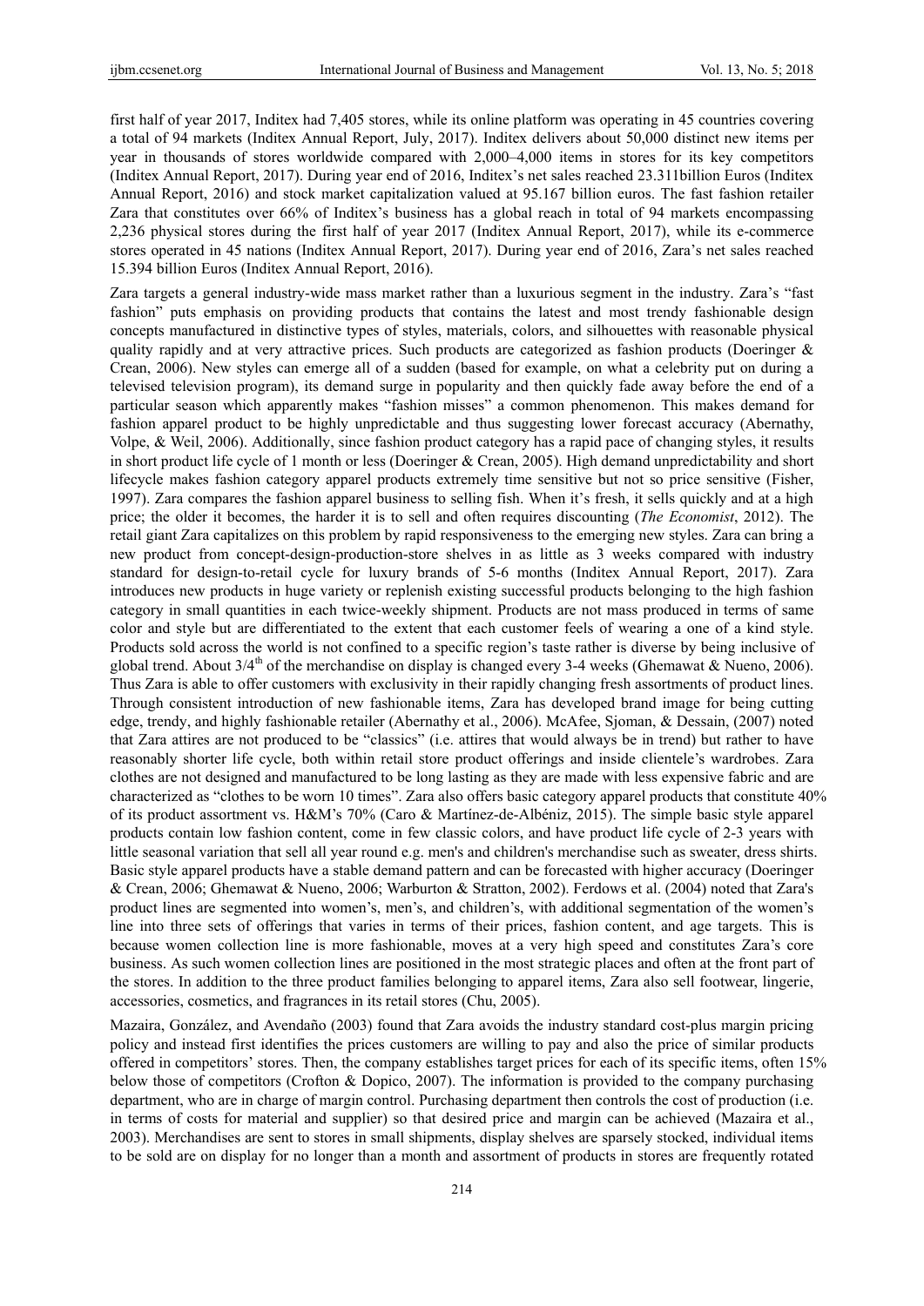first half of year 2017, Inditex had 7,405 stores, while its online platform was operating in 45 countries covering a total of 94 markets (Inditex Annual Report, July, 2017). Inditex delivers about 50,000 distinct new items per year in thousands of stores worldwide compared with 2,000–4,000 items in stores for its key competitors (Inditex Annual Report, 2017). During year end of 2016, Inditex's net sales reached 23.311billion Euros (Inditex Annual Report, 2016) and stock market capitalization valued at 95.167 billion euros. The fast fashion retailer Zara that constitutes over 66% of Inditex's business has a global reach in total of 94 markets encompassing 2,236 physical stores during the first half of year 2017 (Inditex Annual Report, 2017), while its e-commerce stores operated in 45 nations (Inditex Annual Report, 2017). During year end of 2016, Zara's net sales reached 15.394 billion Euros (Inditex Annual Report, 2016).

Zara targets a general industry-wide mass market rather than a luxurious segment in the industry. Zara's "fast fashion" puts emphasis on providing products that contains the latest and most trendy fashionable design concepts manufactured in distinctive types of styles, materials, colors, and silhouettes with reasonable physical quality rapidly and at very attractive prices. Such products are categorized as fashion products (Doeringer & Crean, 2006). New styles can emerge all of a sudden (based for example, on what a celebrity put on during a televised television program), its demand surge in popularity and then quickly fade away before the end of a particular season which apparently makes "fashion misses" a common phenomenon. This makes demand for fashion apparel product to be highly unpredictable and thus suggesting lower forecast accuracy (Abernathy, Volpe, & Weil, 2006). Additionally, since fashion product category has a rapid pace of changing styles, it results in short product life cycle of 1 month or less (Doeringer & Crean, 2005). High demand unpredictability and short lifecycle makes fashion category apparel products extremely time sensitive but not so price sensitive (Fisher, 1997). Zara compares the fashion apparel business to selling fish. When it's fresh, it sells quickly and at a high price; the older it becomes, the harder it is to sell and often requires discounting (*The Economist*, 2012). The retail giant Zara capitalizes on this problem by rapid responsiveness to the emerging new styles. Zara can bring a new product from concept-design-production-store shelves in as little as 3 weeks compared with industry standard for design-to-retail cycle for luxury brands of 5-6 months (Inditex Annual Report, 2017). Zara introduces new products in huge variety or replenish existing successful products belonging to the high fashion category in small quantities in each twice-weekly shipment. Products are not mass produced in terms of same color and style but are differentiated to the extent that each customer feels of wearing a one of a kind style. Products sold across the world is not confined to a specific region's taste rather is diverse by being inclusive of global trend. About 3/4[th] of the merchandise on display is changed every 3-4 weeks (Ghemawat & Nueno, 2006). Thus Zara is able to offer customers with exclusivity in their rapidly changing fresh assortments of product lines. Through consistent introduction of new fashionable items, Zara has developed brand image for being cutting edge, trendy, and highly fashionable retailer (Abernathy et al., 2006). McAfee, Sjoman, & Dessain, (2007) noted that Zara attires are not produced to be "classics" (i.e. attires that would always be in trend) but rather to have reasonably shorter life cycle, both within retail store product offerings and inside clientele's wardrobes. Zara clothes are not designed and manufactured to be long lasting as they are made with less expensive fabric and are characterized as "clothes to be worn 10 times". Zara also offers basic category apparel products that constitute 40% of its product assortment vs. H&M's 70% (Caro & Martínez-de-Albéniz, 2015). The simple basic style apparel products contain low fashion content, come in few classic colors, and have product life cycle of 2-3 years with little seasonal variation that sell all year round e.g. men's and children's merchandise such as sweater, dress shirts. Basic style apparel products have a stable demand pattern and can be forecasted with higher accuracy (Doeringer & Crean, 2006; Ghemawat & Nueno, 2006; Warburton & Stratton, 2002). Ferdows et al. (2004) noted that Zara's product lines are segmented into women's, men's, and children's, with additional segmentation of the women's line into three sets of offerings that varies in terms of their prices, fashion content, and age targets. This is because women collection line is more fashionable, moves at a very high speed and constitutes Zara's core business. As such women collection lines are positioned in the most strategic places and often at the front part of the stores. In addition to the three product families belonging to apparel items, Zara also sell footwear, lingerie, accessories, cosmetics, and fragrances in its retail stores (Chu, 2005).

Mazaira, González, and Avendaño (2003) found that Zara avoids the industry standard cost-plus margin pricing policy and instead first identifies the prices customers are willing to pay and also the price of similar products offered in competitors' stores. Then, the company establishes target prices for each of its specific items, often 15% below those of competitors (Crofton & Dopico, 2007). The information is provided to the company purchasing department, who are in charge of margin control. Purchasing department then controls the cost of production (i.e. in terms of costs for material and supplier) so that desired price and margin can be achieved (Mazaira et al., 2003). Merchandises are sent to stores in small shipments, display shelves are sparsely stocked, individual items to be sold are on display for no longer than a month and assortment of products in stores are frequently rotated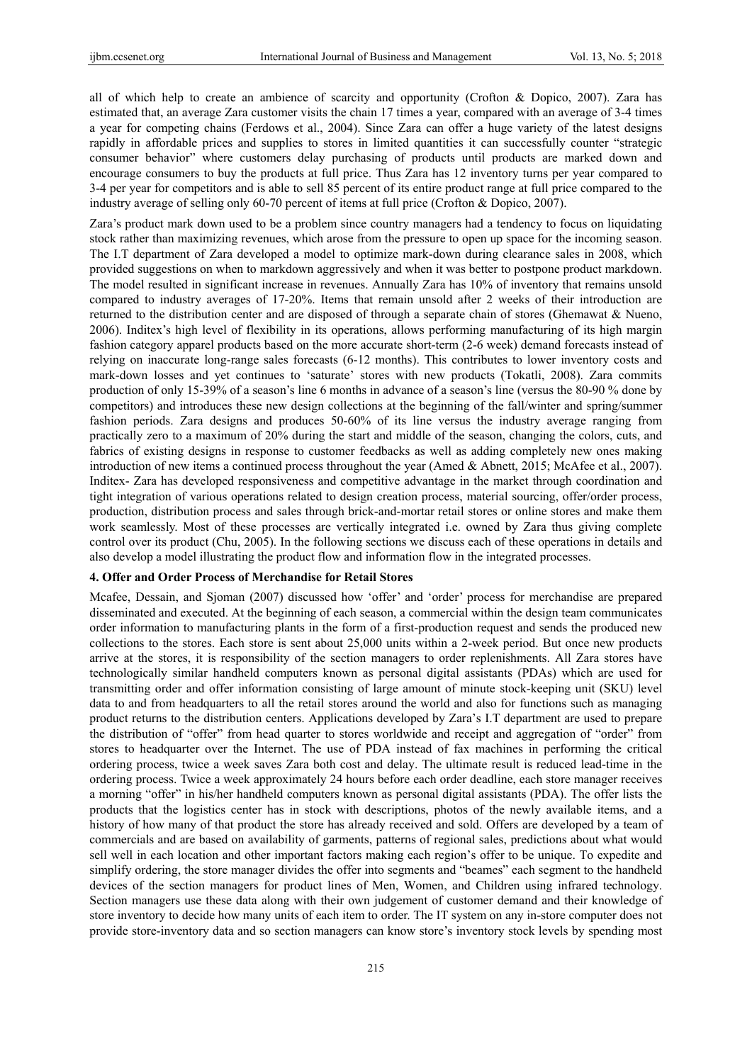all of which help to create an ambience of scarcity and opportunity (Crofton & Dopico, 2007). Zara has estimated that, an average Zara customer visits the chain 17 times a year, compared with an average of 3-4 times a year for competing chains (Ferdows et al., 2004). Since Zara can offer a huge variety of the latest designs rapidly in affordable prices and supplies to stores in limited quantities it can successfully counter "strategic consumer behavior" where customers delay purchasing of products until products are marked down and encourage consumers to buy the products at full price. Thus Zara has 12 inventory turns per year compared to 3-4 per year for competitors and is able to sell 85 percent of its entire product range at full price compared to the industry average of selling only 60-70 percent of items at full price (Crofton & Dopico, 2007).

Zara's product mark down used to be a problem since country managers had a tendency to focus on liquidating stock rather than maximizing revenues, which arose from the pressure to open up space for the incoming season. The I.T department of Zara developed a model to optimize mark-down during clearance sales in 2008, which provided suggestions on when to markdown aggressively and when it was better to postpone product markdown. The model resulted in significant increase in revenues. Annually Zara has 10% of inventory that remains unsold compared to industry averages of 17-20%. Items that remain unsold after 2 weeks of their introduction are returned to the distribution center and are disposed of through a separate chain of stores (Ghemawat & Nueno, 2006). Inditex's high level of flexibility in its operations, allows performing manufacturing of its high margin fashion category apparel products based on the more accurate short-term (2-6 week) demand forecasts instead of relying on inaccurate long-range sales forecasts (6-12 months). This contributes to lower inventory costs and mark-down losses and yet continues to 'saturate' stores with new products (Tokatli, 2008). Zara commits production of only 15-39% of a season's line 6 months in advance of a season's line (versus the 80-90 % done by competitors) and introduces these new design collections at the beginning of the fall/winter and spring/summer fashion periods. Zara designs and produces 50-60% of its line versus the industry average ranging from practically zero to a maximum of 20% during the start and middle of the season, changing the colors, cuts, and fabrics of existing designs in response to customer feedbacks as well as adding completely new ones making introduction of new items a continued process throughout the year (Amed & Abnett, 2015; McAfee et al., 2007). Inditex- Zara has developed responsiveness and competitive advantage in the market through coordination and tight integration of various operations related to design creation process, material sourcing, offer/order process, production, distribution process and sales through brick-and-mortar retail stores or online stores and make them work seamlessly. Most of these processes are vertically integrated i.e. owned by Zara thus giving complete control over its product (Chu, 2005). In the following sections we discuss each of these operations in details and also develop a model illustrating the product flow and information flow in the integrated processes.

## 4. Offer and Order Process of Merchandise for Retail Stores

Mcafee, Dessain, and Sjoman (2007) discussed how 'offer' and 'order' process for merchandise are prepared disseminated and executed. At the beginning of each season, a commercial within the design team communicates order information to manufacturing plants in the form of a first-production request and sends the produced new collections to the stores. Each store is sent about 25,000 units within a 2-week period. But once new products arrive at the stores, it is responsibility of the section managers to order replenishments. All Zara stores have technologically similar handheld computers known as personal digital assistants (PDAs) which are used for transmitting order and offer information consisting of large amount of minute stock-keeping unit (SKU) level data to and from headquarters to all the retail stores around the world and also for functions such as managing product returns to the distribution centers. Applications developed by Zara's I.T department are used to prepare the distribution of "offer" from head quarter to stores worldwide and receipt and aggregation of "order" from stores to headquarter over the Internet. The use of PDA instead of fax machines in performing the critical ordering process, twice a week saves Zara both cost and delay. The ultimate result is reduced lead-time in the ordering process. Twice a week approximately 24 hours before each order deadline, each store manager receives a morning "offer" in his/her handheld computers known as personal digital assistants (PDA). The offer lists the products that the logistics center has in stock with descriptions, photos of the newly available items, and a history of how many of that product the store has already received and sold. Offers are developed by a team of commercials and are based on availability of garments, patterns of regional sales, predictions about what would sell well in each location and other important factors making each region's offer to be unique. To expedite and simplify ordering, the store manager divides the offer into segments and "beames" each segment to the handheld devices of the section managers for product lines of Men, Women, and Children using infrared technology. Section managers use these data along with their own judgement of customer demand and their knowledge of store inventory to decide how many units of each item to order. The IT system on any in-store computer does not provide store-inventory data and so section managers can know store's inventory stock levels by spending most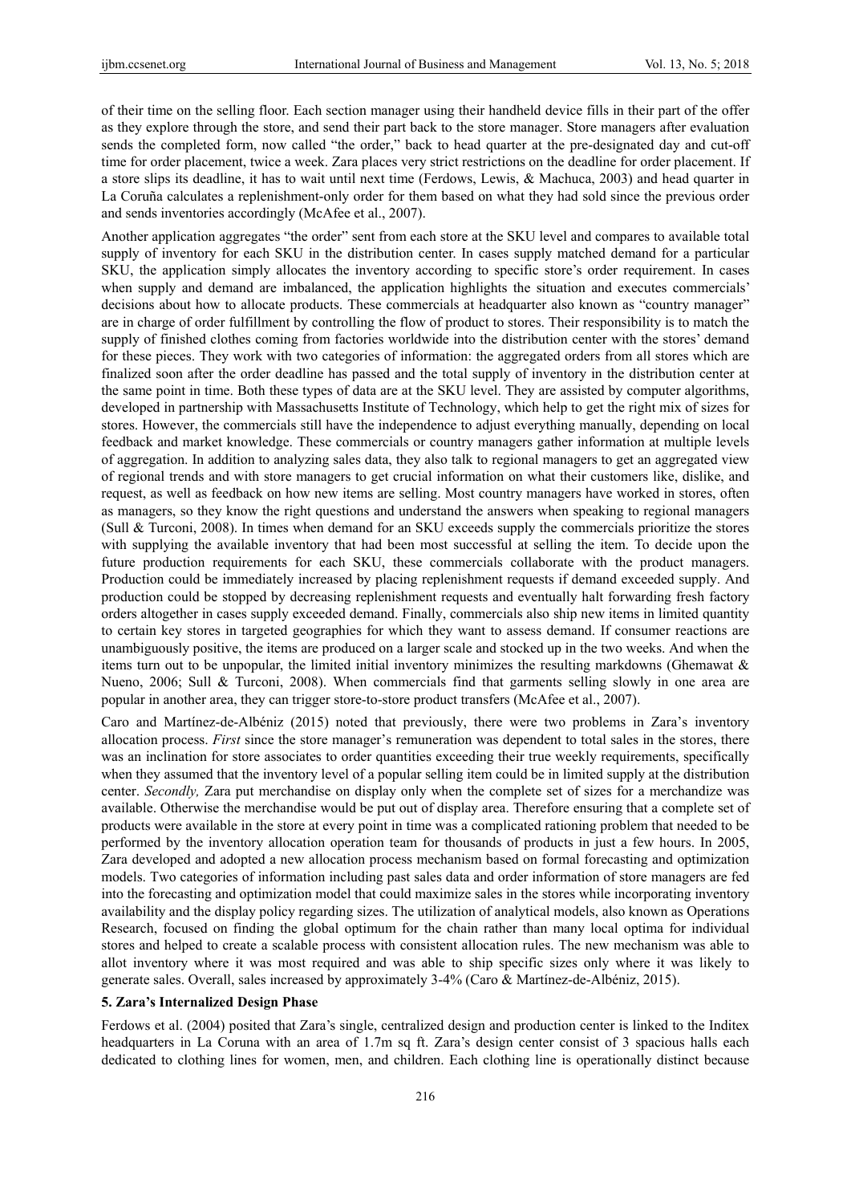of their time on the selling floor. Each section manager using their handheld device fills in their part of the offer as they explore through the store, and send their part back to the store manager. Store managers after evaluation sends the completed form, now called "the order," back to head quarter at the pre-designated day and cut-off time for order placement, twice a week. Zara places very strict restrictions on the deadline for order placement. If a store slips its deadline, it has to wait until next time (Ferdows, Lewis, & Machuca, 2003) and head quarter in La Coruña calculates a replenishment-only order for them based on what they had sold since the previous order and sends inventories accordingly (McAfee et al., 2007).

Another application aggregates "the order" sent from each store at the SKU level and compares to available total supply of inventory for each SKU in the distribution center. In cases supply matched demand for a particular SKU, the application simply allocates the inventory according to specific store's order requirement. In cases when supply and demand are imbalanced, the application highlights the situation and executes commercials' decisions about how to allocate products. These commercials at headquarter also known as "country manager" are in charge of order fulfillment by controlling the flow of product to stores. Their responsibility is to match the supply of finished clothes coming from factories worldwide into the distribution center with the stores' demand for these pieces. They work with two categories of information: the aggregated orders from all stores which are finalized soon after the order deadline has passed and the total supply of inventory in the distribution center at the same point in time. Both these types of data are at the SKU level. They are assisted by computer algorithms, developed in partnership with Massachusetts Institute of Technology, which help to get the right mix of sizes for stores. However, the commercials still have the independence to adjust everything manually, depending on local feedback and market knowledge. These commercials or country managers gather information at multiple levels of aggregation. In addition to analyzing sales data, they also talk to regional managers to get an aggregated view of regional trends and with store managers to get crucial information on what their customers like, dislike, and request, as well as feedback on how new items are selling. Most country managers have worked in stores, often as managers, so they know the right questions and understand the answers when speaking to regional managers (Sull & Turconi, 2008). In times when demand for an SKU exceeds supply the commercials prioritize the stores with supplying the available inventory that had been most successful at selling the item. To decide upon the future production requirements for each SKU, these commercials collaborate with the product managers. Production could be immediately increased by placing replenishment requests if demand exceeded supply. And production could be stopped by decreasing replenishment requests and eventually halt forwarding fresh factory orders altogether in cases supply exceeded demand. Finally, commercials also ship new items in limited quantity to certain key stores in targeted geographies for which they want to assess demand. If consumer reactions are unambiguously positive, the items are produced on a larger scale and stocked up in the two weeks. And when the items turn out to be unpopular, the limited initial inventory minimizes the resulting markdowns (Ghemawat & Nueno, 2006; Sull & Turconi, 2008). When commercials find that garments selling slowly in one area are popular in another area, they can trigger store-to-store product transfers (McAfee et al., 2007).

Caro and Martínez-de-Albéniz (2015) noted that previously, there were two problems in Zara's inventory allocation process. *First* since the store manager's remuneration was dependent to total sales in the stores, there was an inclination for store associates to order quantities exceeding their true weekly requirements, specifically when they assumed that the inventory level of a popular selling item could be in limited supply at the distribution center. *Secondly,* Zara put merchandise on display only when the complete set of sizes for a merchandise was available. Otherwise the merchandise would be put out of display area. Therefore ensuring that a complete set of products were available in the store at every point in time was a complicated rationing problem that needed to be performed by the inventory allocation operation team for thousands of products in just a few hours. In 2005, Zara developed and adopted a new allocation process mechanism based on formal forecasting and optimization models. Two categories of information including past sales data and order information of store managers are fed into the forecasting and optimization model that could maximize sales in the stores while incorporating inventory availability and the display policy regarding sizes. The utilization of analytical models, also known as Operations Research, focused on finding the global optimum for the chain rather than many local optima for individual stores and helped to create a scalable process with consistent allocation rules. The new mechanism was able to allot inventory where it was most required and was able to ship specific sizes only where it was likely to generate sales. Overall, sales increased by approximately 3-4% (Caro & Martínez-de-Albéniz, 2015).

## 5. Zara's Internalized Design Phase

Ferdows et al. (2004) posited that Zara's single, centralized design and production center is linked to the Inditex headquarters in La Coruna with an area of 1.7m sq ft. Zara's design center consist of 3 spacious halls each dedicated to clothing lines for women, men, and children. Each clothing line is operationally distinct because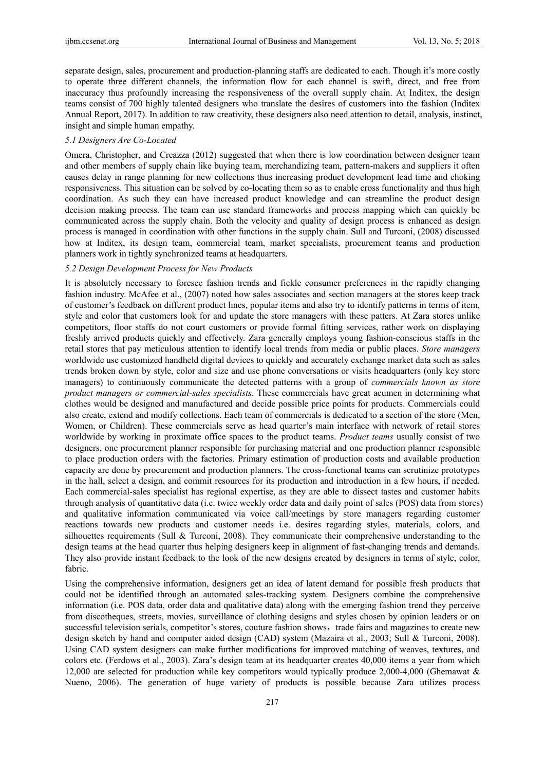separate design, sales, procurement and production-planning staffs are dedicated to each. Though it's more costly to operate three different channels, the information flow for each channel is swift, direct, and free from inaccuracy thus profoundly increasing the responsiveness of the overall supply chain. At Inditex, the design teams consist of 700 highly talented designers who translate the desires of customers into the fashion (Inditex Annual Report, 2017). In addition to raw creativity, these designers also need attention to detail, analysis, instinct, insight and simple human empathy.

### *5.1 Designers Are Co-Located*

Omera, Christopher, and Creazza (2012) suggested that when there is low coordination between designer team and other members of supply chain like buying team, merchandizing team, pattern-makers and suppliers it often causes delay in range planning for new collections thus increasing product development lead time and choking responsiveness. This situation can be solved by co-locating them so as to enable cross functionality and thus high coordination. As such they can have increased product knowledge and can streamline the product design decision making process. The team can use standard frameworks and process mapping which can quickly be communicated across the supply chain. Both the velocity and quality of design process is enhanced as design process is managed in coordination with other functions in the supply chain. Sull and Turconi, (2008) discussed how at Inditex, its design team, commercial team, market specialists, procurement teams and production planners work in tightly synchronized teams at headquarters.

### *5.2 Design Development Process for New Products*

It is absolutely necessary to foresee fashion trends and fickle consumer preferences in the rapidly changing fashion industry. McAfee et al., (2007) noted how sales associates and section managers at the stores keep track of customer's feedback on different product lines, popular items and also try to identify patterns in terms of item, style and color that customers look for and update the store managers with these patters. At Zara stores unlike competitors, floor staffs do not court customers or provide formal fitting services, rather work on displaying freshly arrived products quickly and effectively. Zara generally employs young fashion-conscious staffs in the retail stores that pay meticulous attention to identify local trends from media or public places. *Store managers* worldwide use customized handheld digital devices to quickly and accurately exchange market data such as sales trends broken down by style, color and size and use phone conversations or visits headquarters (only key store managers) to continuously communicate the detected patterns with a group of *commercials known as store product managers or commercial-sales specialists.* These commercials have great acumen in determining what clothes would be designed and manufactured and decide possible price points for products. Commercials could also create, extend and modify collections. Each team of commercials is dedicated to a section of the store (Men, Women, or Children). These commercials serve as head quarter's main interface with network of retail stores worldwide by working in proximate office spaces to the product teams. *Product teams* usually consist of two designers, one procurement planner responsible for purchasing material and one production planner responsible to place production orders with the factories. Primary estimation of production costs and available production capacity are done by procurement and production planners. The cross-functional teams can scrutinize prototypes in the hall, select a design, and commit resources for its production and introduction in a few hours, if needed. Each commercial-sales specialist has regional expertise, as they are able to dissect tastes and customer habits through analysis of quantitative data (i.e. twice weekly order data and daily point of sales (POS) data from stores) and qualitative information communicated via voice call/meetings by store managers regarding customer reactions towards new products and customer needs i.e. desires regarding styles, materials, colors, and silhouettes requirements (Sull & Turconi, 2008). They communicate their comprehensive understanding to the design teams at the head quarter thus helping designers keep in alignment of fast-changing trends and demands. They also provide instant feedback to the look of the new designs created by designers in terms of style, color, fabric.

Using the comprehensive information, designers get an idea of latent demand for possible fresh products that could not be identified through an automated sales-tracking system. Designers combine the comprehensive information (i.e. POS data, order data and qualitative data) along with the emerging fashion trend they perceive from discotheques, streets, movies, surveillance of clothing designs and styles chosen by opinion leaders or on successful television serials, competitor's stores, couture fashion shows，trade fairs and magazines to create new design sketch by hand and computer aided design (CAD) system (Mazaira et al., 2003; Sull & Turconi, 2008). Using CAD system designers can make further modifications for improved matching of weaves, textures, and colors etc. (Ferdows et al., 2003). Zara's design team at its headquarter creates 40,000 items a year from which 12,000 are selected for production while key competitors would typically produce 2,000-4,000 (Ghemawat & Nueno, 2006). The generation of huge variety of products is possible because Zara utilizes process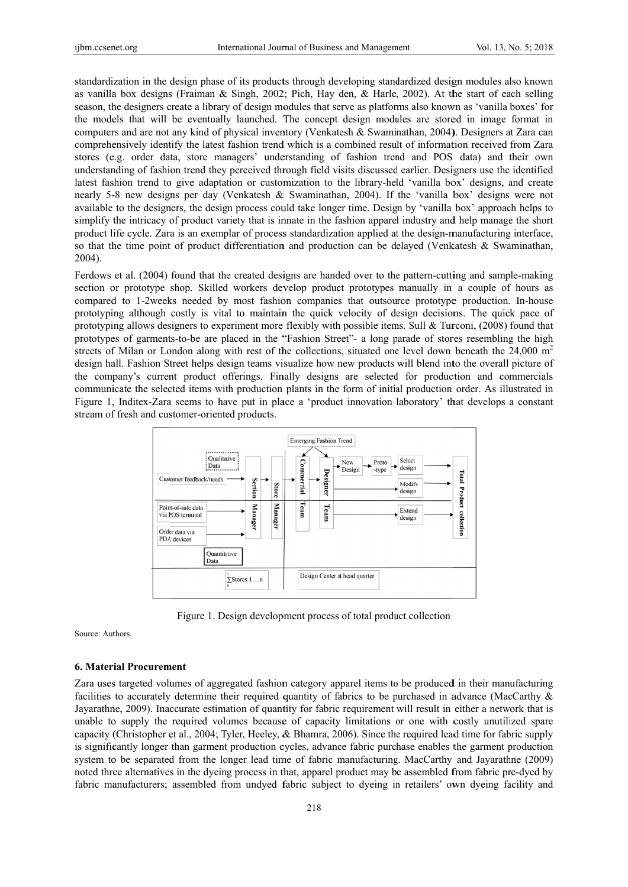standardization in the design phase of its products through developing standardized design modules also known as vanilla box designs (Fraiman & Singh, 2002; Pich, Hay den, & Harle, 2002). At the start of each selling season, the designers create a library of design modules that serve as platforms also known as 'vanilla boxes' for the models that will be eventually launched. The concept design modules are stored in image format in computers and are not any kind of physical inventory (Venkatesh & Swaminathan, 2004). Designers at Zara can comprehensively identify the latest fashion trend which is a combined result of information received from Zara stores (e.g. order data, store managers' understanding of fashion trend and POS data) and their own understanding of fashion trend they perceived through field visits discussed earlier. Designers use the identified latest fashion trend to give adaptation or customization to the library-held 'vanilla box' designs, and create nearly 5-8 new designs per day (Venkatesh & Swaminathan, 2004). If the 'vanilla box' designs were not available to the designers, the design process could take longer time. Design by 'vanilla box' approach helps to simplify the intricacy of product variety that is innate in the fashion apparel industry and help manage the short product life cycle. Zara is an exemplar of process standardization applied at the design-manufacturing interface, so that the time point of product differentiation and production can be delayed (Venkatesh & Swaminathan, 2004).

Ferdows et al. (2004) found that the created designs are handed over to the pattern-cutting and sample-making section or prototype shop. Skilled workers develop product prototypes manually in a couple of hours as compared to 1-2weeks needed by most fashion companies that outsource prototype production. In-house prototyping although costly is vital to maintain the quick velocity of design decisions. The quick pace of prototyping allows designers to experiment more flexibly with possible items. Sull & Turconi, (2008) found that prototypes of garments-to-be are placed in the "Fashion Street"- a long parade of stores resembling the high streets of Milan or London along with rest of the collections, situated one level down beneath the 24,000 $m^2$ design hall. Fashion Street helps design teams visualize how new products will blend into the overall picture of the company's current product offerings. Finally designs are selected for production and commercials communicate the selected items with production plants in the form of initial production order. As illustrated in Figure 1, Inditex-Zara seems to have put in place a 'product innovation laboratory' that develops a constant stream of fresh and customer-oriented products.

Figure 1. Design development process of total product collection

Source: Authors.

## 6. Material Procurement

Zara uses targeted volumes of aggregated fashion category apparel items to be produced in their manufacturing facilities to accurately determine their required quantity of fabrics to be purchased in advance (MacCarthy & Jayarathne, 2009). Inaccurate estimation of quantity for fabric requirement will result in either a network that is unable to supply the required volumes because of capacity limitations or one with costly unutilized spare capacity (Christopher et al., 2004; Tyler, Heeley, & Bhamra, 2006). Since the required lead time for fabric supply is significantly longer than garment production cycles, advance fabric purchase enables the garment production system to be separated from the longer lead time of fabric manufacturing. MacCarthy and Jayarathne (2009) noted three alternatives in the dyeing process in that, apparel product may be assembled from fabric pre-dyed by fabric manufacturers; assembled from undyed fabric subject to dyeing in retailers' own dyeing facility and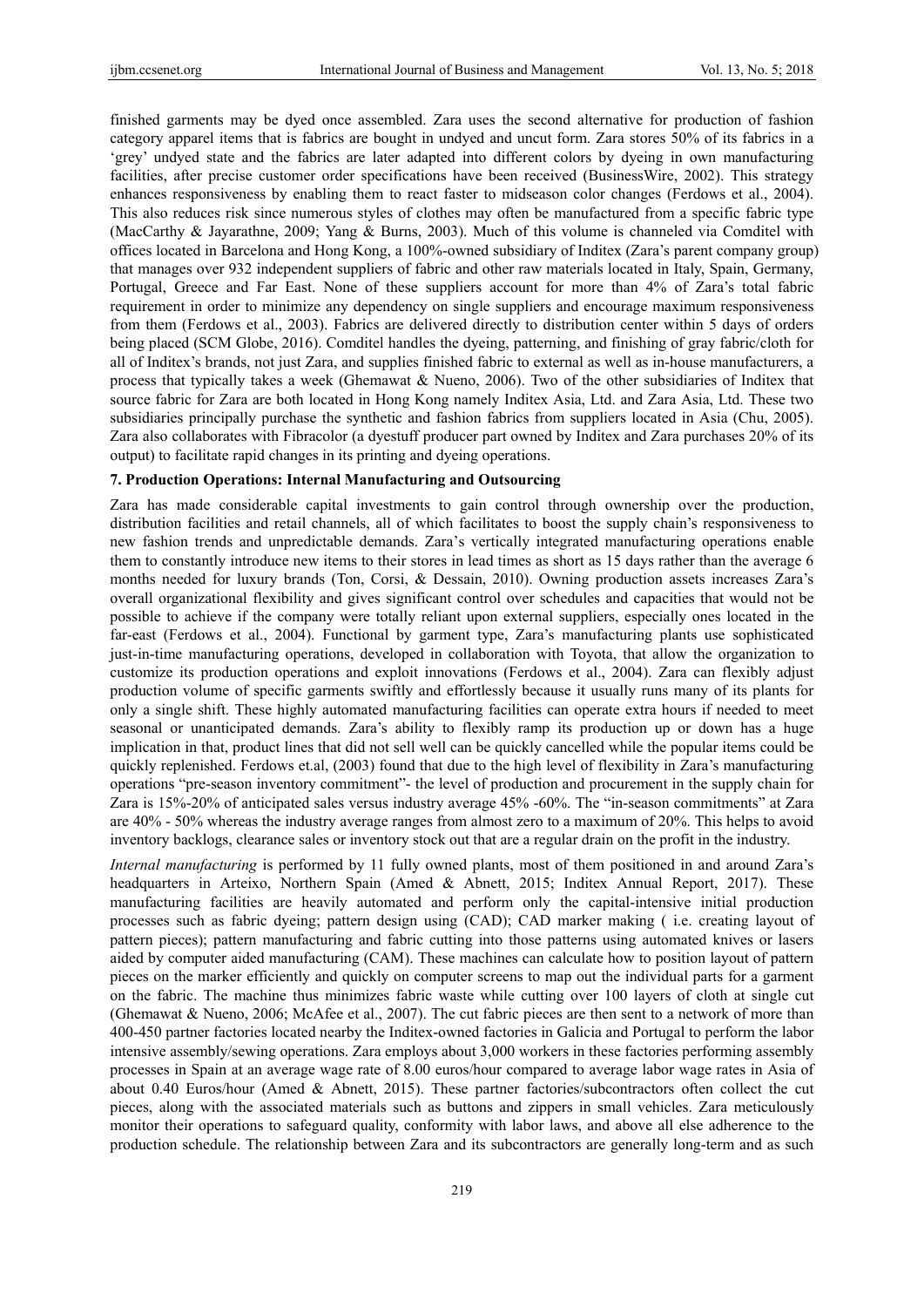finished garments may be dyed once assembled. Zara uses the second alternative for production of fashion category apparel items that is fabrics are bought in undyed and uncut form. Zara stores 50% of its fabrics in a 'grey' undyed state and the fabrics are later adapted into different colors by dyeing in own manufacturing facilities, after precise customer order specifications have been received (BusinessWire, 2002). This strategy enhances responsiveness by enabling them to react faster to midseason color changes (Ferdows et al., 2004). This also reduces risk since numerous styles of clothes may often be manufactured from a specific fabric type (MacCarthy & Jayarathne, 2009; Yang & Burns, 2003). Much of this volume is channeled via Comditel with offices located in Barcelona and Hong Kong, a 100%-owned subsidiary of Inditex (Zara's parent company group) that manages over 932 independent suppliers of fabric and other raw materials located in Italy, Spain, Germany, Portugal, Greece and Far East. None of these suppliers account for more than 4% of Zara's total fabric requirement in order to minimize any dependency on single suppliers and encourage maximum responsiveness from them (Ferdows et al., 2003). Fabrics are delivered directly to distribution center within 5 days of orders being placed (SCM Globe, 2016). Comditel handles the dyeing, patterning, and finishing of gray fabric/cloth for all of Inditex's brands, not just Zara, and supplies finished fabric to external as well as in-house manufacturers, a process that typically takes a week (Ghemawat & Nueno, 2006). Two of the other subsidiaries of Inditex that source fabric for Zara are both located in Hong Kong namely Inditex Asia, Ltd. and Zara Asia, Ltd. These two subsidiaries principally purchase the synthetic and fashion fabrics from suppliers located in Asia (Chu, 2005). Zara also collaborates with Fibracolor (a dyestuff producer part owned by Inditex and Zara purchases 20% of its output) to facilitate rapid changes in its printing and dyeing operations.

## 7. Production Operations: Internal Manufacturing and Outsourcing

Zara has made considerable capital investments to gain control through ownership over the production, distribution facilities and retail channels, all of which facilitates to boost the supply chain's responsiveness to new fashion trends and unpredictable demands. Zara's vertically integrated manufacturing operations enable them to constantly introduce new items to their stores in lead times as short as 15 days rather than the average 6 months needed for luxury brands (Ton, Corsi, & Dessain, 2010). Owning production assets increases Zara's overall organizational flexibility and gives significant control over schedules and capacities that would not be possible to achieve if the company were totally reliant upon external suppliers, especially ones located in the far-east (Ferdows et al., 2004). Functional by garment type, Zara's manufacturing plants use sophisticated just-in-time manufacturing operations, developed in collaboration with Toyota, that allow the organization to customize its production operations and exploit innovations (Ferdows et al., 2004). Zara can flexibly adjust production volume of specific garments swiftly and effortlessly because it usually runs many of its plants for only a single shift. These highly automated manufacturing facilities can operate extra hours if needed to meet seasonal or unanticipated demands. Zara's ability to flexibly ramp its production up or down has a huge implication in that, product lines that did not sell well can be quickly cancelled while the popular items could be quickly replenished. Ferdows et.al, (2003) found that due to the high level of flexibility in Zara's manufacturing operations "pre-season inventory commitment"- the level of production and procurement in the supply chain for Zara is 15%-20% of anticipated sales versus industry average 45% -60%. The "in-season commitments" at Zara are 40% - 50% whereas the industry average ranges from almost zero to a maximum of 20%. This helps to avoid inventory backlogs, clearance sales or inventory stock out that are a regular drain on the profit in the industry.

*Internal manufacturing* is performed by 11 fully owned plants, most of them positioned in and around Zara's headquarters in Arteixo, Northern Spain (Amed & Abnett, 2015; Inditex Annual Report, 2017). These manufacturing facilities are heavily automated and perform only the capital-intensive initial production processes such as fabric dyeing; pattern design using (CAD); CAD marker making ( i.e. creating layout of pattern pieces); pattern manufacturing and fabric cutting into those patterns using automated knives or lasers aided by computer aided manufacturing (CAM). These machines can calculate how to position layout of pattern pieces on the marker efficiently and quickly on computer screens to map out the individual parts for a garment on the fabric. The machine thus minimizes fabric waste while cutting over 100 layers of cloth at single cut (Ghemawat & Nueno, 2006; McAfee et al., 2007). The cut fabric pieces are then sent to a network of more than 400-450 partner factories located nearby the Inditex-owned factories in Galicia and Portugal to perform the labor intensive assembly/sewing operations. Zara employs about 3,000 workers in these factories performing assembly processes in Spain at an average wage rate of 8.00 euros/hour compared to average labor wage rates in Asia of about 0.40 Euros/hour (Amed & Abnett, 2015). These partner factories/subcontractors often collect the cut pieces, along with the associated materials such as buttons and zippers in small vehicles. Zara meticulously monitor their operations to safeguard quality, conformity with labor laws, and above all else adherence to the production schedule. The relationship between Zara and its subcontractors are generally long-term and as such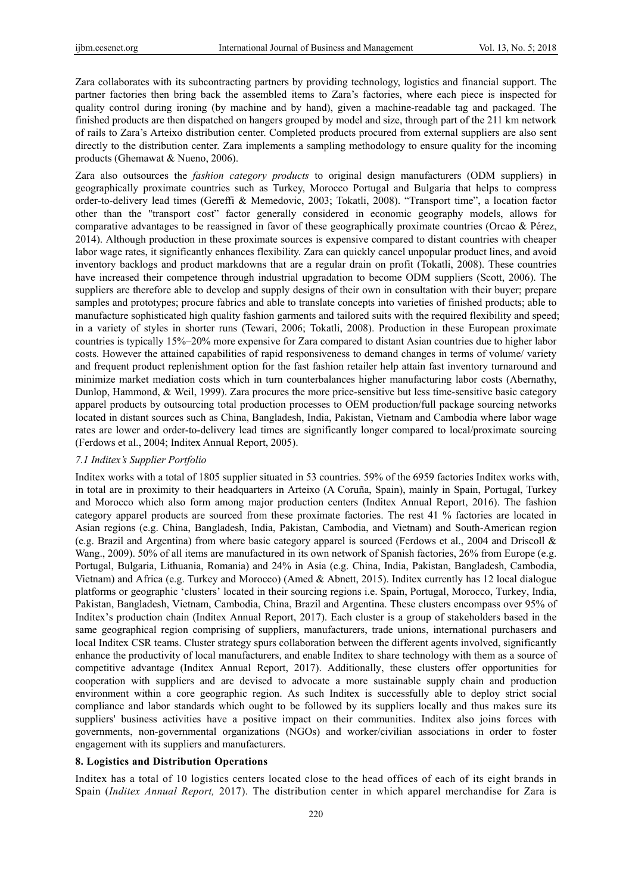Zara collaborates with its subcontracting partners by providing technology, logistics and financial support. The partner factories then bring back the assembled items to Zara's factories, where each piece is inspected for quality control during ironing (by machine and by hand), given a machine-readable tag and packaged. The finished products are then dispatched on hangers grouped by model and size, through part of the 211 km network of rails to Zara's Arteixo distribution center. Completed products procured from external suppliers are also sent directly to the distribution center. Zara implements a sampling methodology to ensure quality for the incoming products (Ghemawat & Nueno, 2006).

Zara also outsources the *fashion category products* to original design manufacturers (ODM suppliers) in geographically proximate countries such as Turkey, Morocco Portugal and Bulgaria that helps to compress order-to-delivery lead times (Gereffi & Memedovic, 2003; Tokatli, 2008). "Transport time", a location factor other than the "transport cost" factor generally considered in economic geography models, allows for comparative advantages to be reassigned in favor of these geographically proximate countries (Orcao & Pérez, 2014). Although production in these proximate sources is expensive compared to distant countries with cheaper labor wage rates, it significantly enhances flexibility. Zara can quickly cancel unpopular product lines, and avoid inventory backlogs and product markdowns that are a regular drain on profit (Tokatli, 2008). These countries have increased their competence through industrial upgradation to become ODM suppliers (Scott, 2006). The suppliers are therefore able to develop and supply designs of their own in consultation with their buyer; prepare samples and prototypes; procure fabrics and able to translate concepts into varieties of finished products; able to manufacture sophisticated high quality fashion garments and tailored suits with the required flexibility and speed; in a variety of styles in shorter runs (Tewari, 2006; Tokatli, 2008). Production in these European proximate countries is typically 15%–20% more expensive for Zara compared to distant Asian countries due to higher labor costs. However the attained capabilities of rapid responsiveness to demand changes in terms of volume/ variety and frequent product replenishment option for the fast fashion retailer help attain fast inventory turnaround and minimize market mediation costs which in turn counterbalances higher manufacturing labor costs (Abernathy, Dunlop, Hammond, & Weil, 1999). Zara procures the more price-sensitive but less time-sensitive basic category apparel products by outsourcing total production processes to OEM production/full package sourcing networks located in distant sources such as China, Bangladesh, India, Pakistan, Vietnam and Cambodia where labor wage rates are lower and order-to-delivery lead times are significantly longer compared to local/proximate sourcing (Ferdows et al., 2004; Inditex Annual Report, 2005).

### *7.1 Inditex's Supplier Portfolio*

Inditex works with a total of 1805 supplier situated in 53 countries. 59% of the 6959 factories Inditex works with, in total are in proximity to their headquarters in Arteixo (A Coruña, Spain), mainly in Spain, Portugal, Turkey and Morocco which also form among major production centers (Inditex Annual Report, 2016). The fashion category apparel products are sourced from these proximate factories. The rest 41 % factories are located in Asian regions (e.g. China, Bangladesh, India, Pakistan, Cambodia, and Vietnam) and South-American region (e.g. Brazil and Argentina) from where basic category apparel is sourced (Ferdows et al., 2004 and Driscoll & Wang., 2009). 50% of all items are manufactured in its own network of Spanish factories, 26% from Europe (e.g. Portugal, Bulgaria, Lithuania, Romania) and 24% in Asia (e.g. China, India, Pakistan, Bangladesh, Cambodia, Vietnam) and Africa (e.g. Turkey and Morocco) (Amed & Abnett, 2015). Inditex currently has 12 local dialogue platforms or geographic 'clusters' located in their sourcing regions i.e. Spain, Portugal, Morocco, Turkey, India, Pakistan, Bangladesh, Vietnam, Cambodia, China, Brazil and Argentina. These clusters encompass over 95% of Inditex's production chain (Inditex Annual Report, 2017). Each cluster is a group of stakeholders based in the same geographical region comprising of suppliers, manufacturers, trade unions, international purchasers and local Inditex CSR teams. Cluster strategy spurs collaboration between the different agents involved, significantly enhance the productivity of local manufacturers, and enable Inditex to share technology with them as a source of competitive advantage (Inditex Annual Report, 2017). Additionally, these clusters offer opportunities for cooperation with suppliers and are devised to advocate a more sustainable supply chain and production environment within a core geographic region. As such Inditex is successfully able to deploy strict social compliance and labor standards which ought to be followed by its suppliers locally and thus makes sure its suppliers' business activities have a positive impact on their communities. Inditex also joins forces with governments, non-governmental organizations (NGOs) and worker/civilian associations in order to foster engagement with its suppliers and manufacturers.

## 8. Logistics and Distribution Operations

Inditex has a total of 10 logistics centers located close to the head offices of each of its eight brands in Spain (*Inditex Annual Report,* 2017). The distribution center in which apparel merchandise for Zara is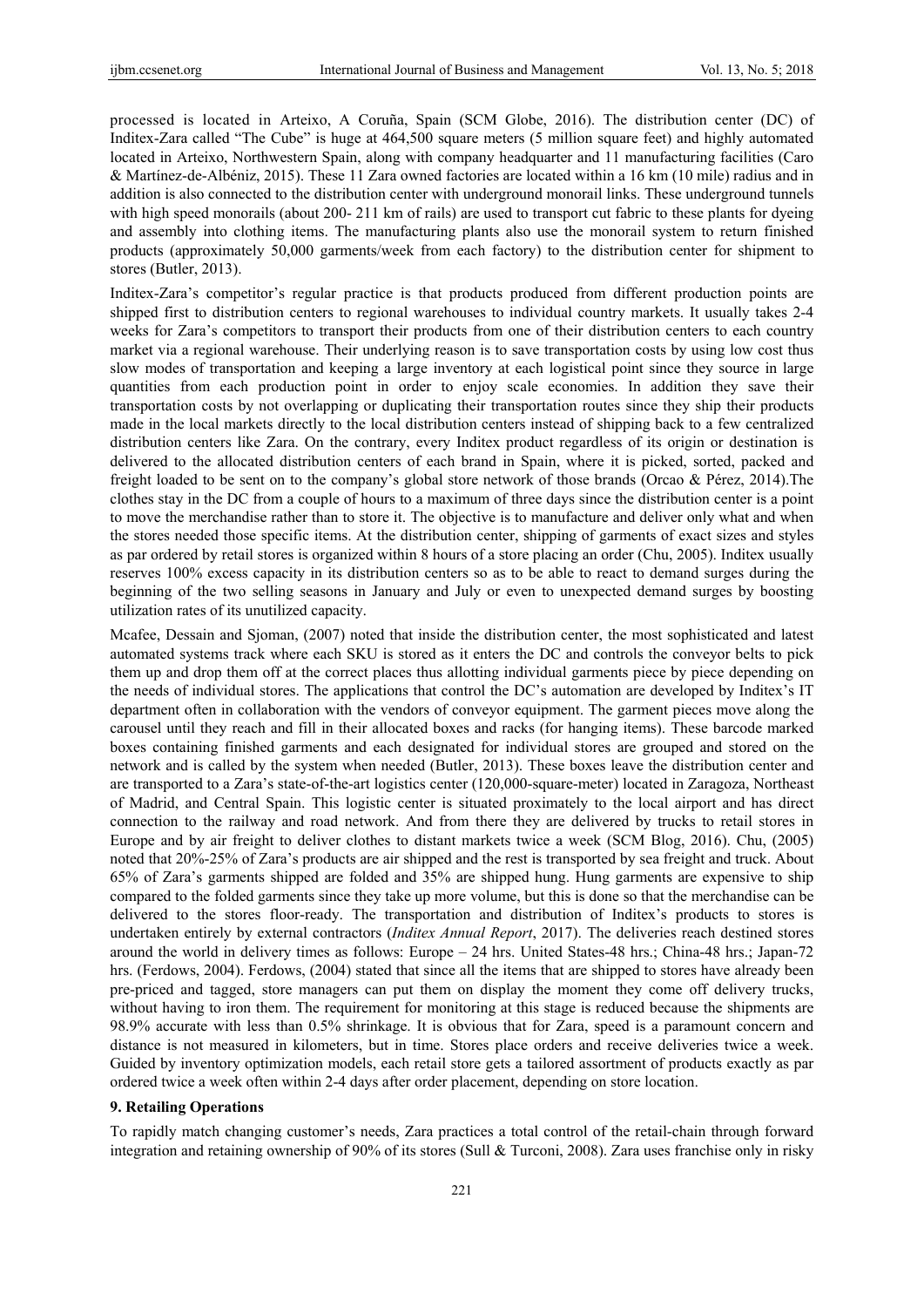processed is located in Arteixo, A Coruña, Spain (SCM Globe, 2016). The distribution center (DC) of Inditex-Zara called "The Cube" is huge at 464,500 square meters (5 million square feet) and highly automated located in Arteixo, Northwestern Spain, along with company headquarter and 11 manufacturing facilities (Caro & Martínez-de-Albéniz, 2015). These 11 Zara owned factories are located within a 16 km (10 mile) radius and in addition is also connected to the distribution center with underground monorail links. These underground tunnels with high speed monorails (about 200- 211 km of rails) are used to transport cut fabric to these plants for dyeing and assembly into clothing items. The manufacturing plants also use the monorail system to return finished products (approximately 50,000 garments/week from each factory) to the distribution center for shipment to stores (Butler, 2013).

Inditex-Zara's competitor's regular practice is that products produced from different production points are shipped first to distribution centers to regional warehouses to individual country markets. It usually takes 2-4 weeks for Zara's competitors to transport their products from one of their distribution centers to each country market via a regional warehouse. Their underlying reason is to save transportation costs by using low cost thus slow modes of transportation and keeping a large inventory at each logistical point since they source in large quantities from each production point in order to enjoy scale economies. In addition they save their transportation costs by not overlapping or duplicating their transportation routes since they ship their products made in the local markets directly to the local distribution centers instead of shipping back to a few centralized distribution centers like Zara. On the contrary, every Inditex product regardless of its origin or destination is delivered to the allocated distribution centers of each brand in Spain, where it is picked, sorted, packed and freight loaded to be sent on to the company's global store network of those brands (Orcao & Pérez, 2014).The clothes stay in the DC from a couple of hours to a maximum of three days since the distribution center is a point to move the merchandise rather than to store it. The objective is to manufacture and deliver only what and when the stores needed those specific items. At the distribution center, shipping of garments of exact sizes and styles as par ordered by retail stores is organized within 8 hours of a store placing an order (Chu, 2005). Inditex usually reserves 100% excess capacity in its distribution centers so as to be able to react to demand surges during the beginning of the two selling seasons in January and July or even to unexpected demand surges by boosting utilization rates of its unutilized capacity.

Mcafee, Dessain and Sjoman, (2007) noted that inside the distribution center, the most sophisticated and latest automated systems track where each SKU is stored as it enters the DC and controls the conveyor belts to pick them up and drop them off at the correct places thus allotting individual garments piece by piece depending on the needs of individual stores. The applications that control the DC's automation are developed by Inditex's IT department often in collaboration with the vendors of conveyor equipment. The garment pieces move along the carousel until they reach and fill in their allocated boxes and racks (for hanging items). These barcode marked boxes containing finished garments and each designated for individual stores are grouped and stored on the network and is called by the system when needed (Butler, 2013). These boxes leave the distribution center and are transported to a Zara's state-of-the-art logistics center (120,000-square-meter) located in Zaragoza, Northeast of Madrid, and Central Spain. This logistic center is situated proximately to the local airport and has direct connection to the railway and road network. And from there they are delivered by trucks to retail stores in Europe and by air freight to deliver clothes to distant markets twice a week (SCM Blog, 2016). Chu, (2005) noted that 20%-25% of Zara's products are air shipped and the rest is transported by sea freight and truck. About 65% of Zara's garments shipped are folded and 35% are shipped hung. Hung garments are expensive to ship compared to the folded garments since they take up more volume, but this is done so that the merchandise can be delivered to the stores floor-ready. The transportation and distribution of Inditex's products to stores is undertaken entirely by external contractors (*Inditex Annual Report*, 2017). The deliveries reach destined stores around the world in delivery times as follows: Europe – 24 hrs. United States-48 hrs.; China-48 hrs.; Japan-72 hrs. (Ferdows, 2004). Ferdows, (2004) stated that since all the items that are shipped to stores have already been pre-priced and tagged, store managers can put them on display the moment they come off delivery trucks, without having to iron them. The requirement for monitoring at this stage is reduced because the shipments are 98.9% accurate with less than 0.5% shrinkage. It is obvious that for Zara, speed is a paramount concern and distance is not measured in kilometers, but in time. Stores place orders and receive deliveries twice a week. Guided by inventory optimization models, each retail store gets a tailored assortment of products exactly as par ordered twice a week often within 2-4 days after order placement, depending on store location.

## 9. Retailing Operations

To rapidly match changing customer's needs, Zara practices a total control of the retail-chain through forward integration and retaining ownership of 90% of its stores (Sull & Turconi, 2008). Zara uses franchise only in risky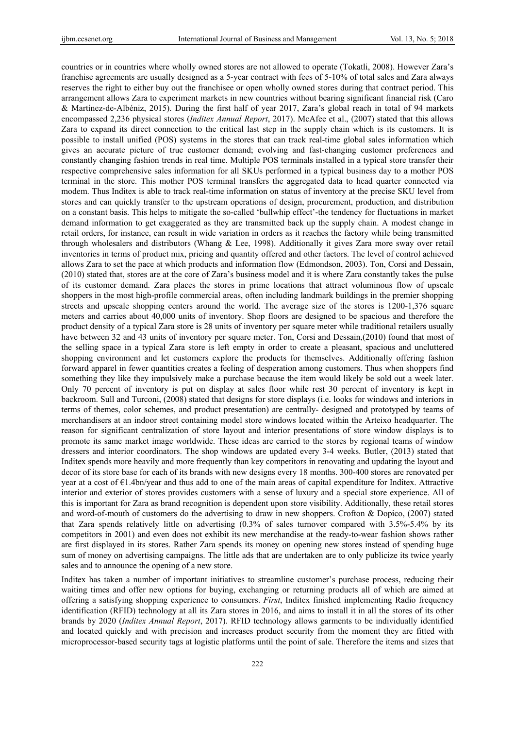countries or in countries where wholly owned stores are not allowed to operate (Tokatli, 2008). However Zara's franchise agreements are usually designed as a 5-year contract with fees of 5-10% of total sales and Zara always reserves the right to either buy out the franchisee or open wholly owned stores during that contract period. This arrangement allows Zara to experiment markets in new countries without bearing significant financial risk (Caro & Martínez-de-Albéniz, 2015). During the first half of year 2017, Zara's global reach in total of 94 markets encompassed 2,236 physical stores (*Inditex Annual Report*, 2017). McAfee et al., (2007) stated that this allows Zara to expand its direct connection to the critical last step in the supply chain which is its customers. It is possible to install unified (POS) systems in the stores that can track real-time global sales information which gives an accurate picture of true customer demand; evolving and fast-changing customer preferences and constantly changing fashion trends in real time. Multiple POS terminals installed in a typical store transfer their respective comprehensive sales information for all SKUs performed in a typical business day to a mother POS terminal in the store. This mother POS terminal transfers the aggregated data to head quarter connected via modem. Thus Inditex is able to track real-time information on status of inventory at the precise SKU level from stores and can quickly transfer to the upstream operations of design, procurement, production, and distribution on a constant basis. This helps to mitigate the so-called 'bullwhip effect'-the tendency for fluctuations in market demand information to get exaggerated as they are transmitted back up the supply chain. A modest change in retail orders, for instance, can result in wide variation in orders as it reaches the factory while being transmitted through wholesalers and distributors (Whang & Lee, 1998). Additionally it gives Zara more sway over retail inventories in terms of product mix, pricing and quantity offered and other factors. The level of control achieved allows Zara to set the pace at which products and information flow (Edmondson, 2003). Ton, Corsi and Dessain, (2010) stated that, stores are at the core of Zara's business model and it is where Zara constantly takes the pulse of its customer demand. Zara places the stores in prime locations that attract voluminous flow of upscale shoppers in the most high-profile commercial areas, often including landmark buildings in the premier shopping streets and upscale shopping centers around the world. The average size of the stores is 1200-1,376 square meters and carries about 40,000 units of inventory. Shop floors are designed to be spacious and therefore the product density of a typical Zara store is 28 units of inventory per square meter while traditional retailers usually have between 32 and 43 units of inventory per square meter. Ton, Corsi and Dessain,(2010) found that most of the selling space in a typical Zara store is left empty in order to create a pleasant, spacious and uncluttered shopping environment and let customers explore the products for themselves. Additionally offering fashion forward apparel in fewer quantities creates a feeling of desperation among customers. Thus when shoppers find something they like they impulsively make a purchase because the item would likely be sold out a week later. Only 70 percent of inventory is put on display at sales floor while rest 30 percent of inventory is kept in backroom. Sull and Turconi, (2008) stated that designs for store displays (i.e. looks for windows and interiors in terms of themes, color schemes, and product presentation) are centrally- designed and prototyped by teams of merchandisers at an indoor street containing model store windows located within the Arteixo headquarter. The reason for significant centralization of store layout and interior presentations of store window displays is to promote its same market image worldwide. These ideas are carried to the stores by regional teams of window dressers and interior coordinators. The shop windows are updated every 3-4 weeks. Butler, (2013) stated that Inditex spends more heavily and more frequently than key competitors in renovating and updating the layout and decor of its store base for each of its brands with new designs every 18 months. 300-400 stores are renovated per year at a cost of €1.4bn/year and thus add to one of the main areas of capital expenditure for Inditex. Attractive interior and exterior of stores provides customers with a sense of luxury and a special store experience. All of this is important for Zara as brand recognition is dependent upon store visibility. Additionally, these retail stores and word-of-mouth of customers do the advertising to draw in new shoppers. Crofton & Dopico, (2007) stated that Zara spends relatively little on advertising (0.3% of sales turnover compared with 3.5%-5.4% by its competitors in 2001) and even does not exhibit its new merchandise at the ready-to-wear fashion shows rather are first displayed in its stores. Rather Zara spends its money on opening new stores instead of spending huge sum of money on advertising campaigns. The little ads that are undertaken are to only publicize its twice yearly sales and to announce the opening of a new store.

Inditex has taken a number of important initiatives to streamline customer's purchase process, reducing their waiting times and offer new options for buying, exchanging or returning products all of which are aimed at offering a satisfying shopping experience to consumers. *First*, Inditex finished implementing Radio frequency identification (RFID) technology at all its Zara stores in 2016, and aims to install it in all the stores of its other brands by 2020 (*Inditex Annual Report*, 2017). RFID technology allows garments to be individually identified and located quickly and with precision and increases product security from the moment they are fitted with microprocessor-based security tags at logistic platforms until the point of sale. Therefore the items and sizes that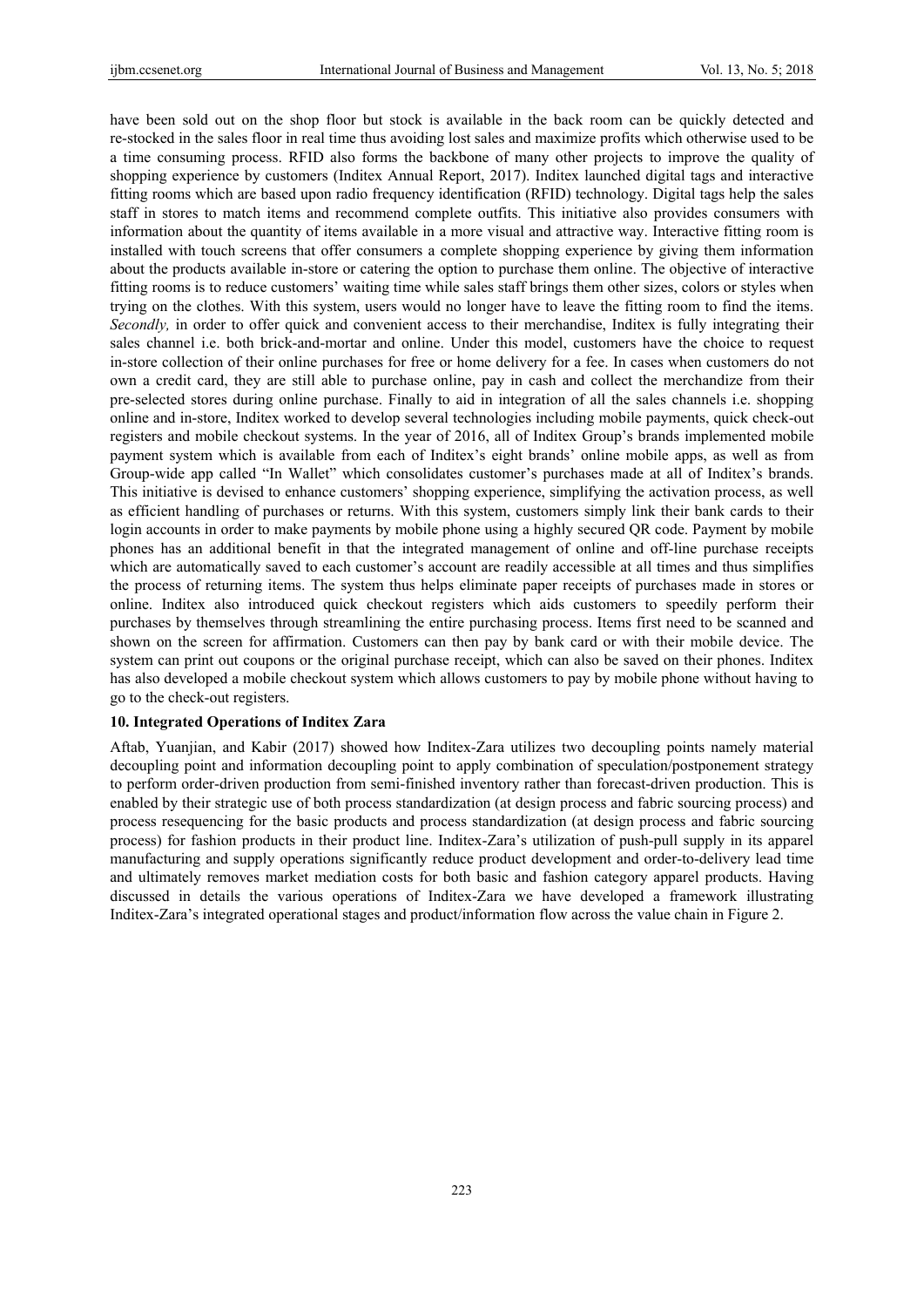have been sold out on the shop floor but stock is available in the back room can be quickly detected and re-stocked in the sales floor in real time thus avoiding lost sales and maximize profits which otherwise used to be a time consuming process. RFID also forms the backbone of many other projects to improve the quality of shopping experience by customers (Inditex Annual Report, 2017). Inditex launched digital tags and interactive fitting rooms which are based upon radio frequency identification (RFID) technology. Digital tags help the sales staff in stores to match items and recommend complete outfits. This initiative also provides consumers with information about the quantity of items available in a more visual and attractive way. Interactive fitting room is installed with touch screens that offer consumers a complete shopping experience by giving them information about the products available in-store or catering the option to purchase them online. The objective of interactive fitting rooms is to reduce customers' waiting time while sales staff brings them other sizes, colors or styles when trying on the clothes. With this system, users would no longer have to leave the fitting room to find the items. *Secondly,* in order to offer quick and convenient access to their merchandise, Inditex is fully integrating their sales channel i.e. both brick-and-mortar and online. Under this model, customers have the choice to request in-store collection of their online purchases for free or home delivery for a fee. In cases when customers do not own a credit card, they are still able to purchase online, pay in cash and collect the merchandize from their pre-selected stores during online purchase. Finally to aid in integration of all the sales channels i.e. shopping online and in-store, Inditex worked to develop several technologies including mobile payments, quick check-out registers and mobile checkout systems. In the year of 2016, all of Inditex Group's brands implemented mobile payment system which is available from each of Inditex's eight brands' online mobile apps, as well as from Group-wide app called "In Wallet" which consolidates customer's purchases made at all of Inditex's brands. This initiative is devised to enhance customers' shopping experience, simplifying the activation process, as well as efficient handling of purchases or returns. With this system, customers simply link their bank cards to their login accounts in order to make payments by mobile phone using a highly secured QR code. Payment by mobile phones has an additional benefit in that the integrated management of online and off-line purchase receipts which are automatically saved to each customer's account are readily accessible at all times and thus simplifies the process of returning items. The system thus helps eliminate paper receipts of purchases made in stores or online. Inditex also introduced quick checkout registers which aids customers to speedily perform their purchases by themselves through streamlining the entire purchasing process. Items first need to be scanned and shown on the screen for affirmation. Customers can then pay by bank card or with their mobile device. The system can print out coupons or the original purchase receipt, which can also be saved on their phones. Inditex has also developed a mobile checkout system which allows customers to pay by mobile phone without having to go to the check-out registers.

## 10. Integrated Operations of Inditex Zara

Aftab, Yuanjian, and Kabir (2017) showed how Inditex-Zara utilizes two decoupling points namely material decoupling point and information decoupling point to apply combination of speculation/postponement strategy to perform order-driven production from semi-finished inventory rather than forecast-driven production. This is enabled by their strategic use of both process standardization (at design process and fabric sourcing process) and process resequencing for the basic products and process standardization (at design process and fabric sourcing process) for fashion products in their product line. Inditex-Zara's utilization of push-pull supply in its apparel manufacturing and supply operations significantly reduce product development and order-to-delivery lead time and ultimately removes market mediation costs for both basic and fashion category apparel products. Having discussed in details the various operations of Inditex-Zara we have developed a framework illustrating Inditex-Zara's integrated operational stages and product/information flow across the value chain in Figure 2.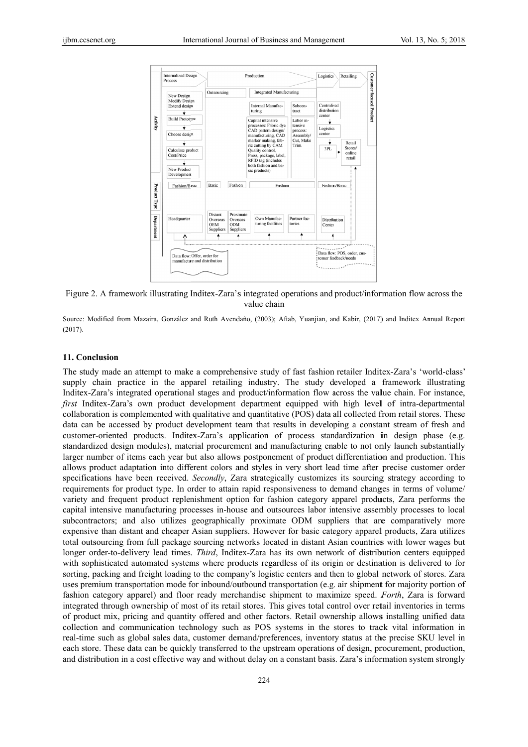Figure 2. A framework illustrating Inditex-Zara's integrated operations and product/information flow across the value chain

Source: Modified from Mazaira, González and Ruth Avendaño, (2003); Aftab, Yuanjian, and Kabir, (2017) and Inditex Annual Report (2017).

## 11. Conclusion

The study made an attempt to make a comprehensive study of fast fashion retailer Inditex-Zara's 'world-class' supply chain practice in the apparel retailing industry. The study developed a framework illustrating Inditex-Zara's integrated operational stages and product/information flow across the value chain. For instance, *first* Inditex-Zara's own product development department equipped with high level of intra-departmental collaboration is complemented with qualitative and quantitative (POS) data all collected from retail stores. These data can be accessed by product development team that results in developing a constant stream of fresh and customer-oriented products. Inditex-Zara's application of process standardization in design phase (e.g. standardized design modules), material procurement and manufacturing enable to not only launch substantially larger number of items each year but also allows postponement of product differentiation and production. This allows product adaptation into different colors and styles in very short lead time after precise customer order specifications have been received. *Secondly*, Zara strategically customizes its sourcing strategy according to requirements for product type. In order to attain rapid responsiveness to demand changes in terms of volume/variety and frequent product replenishment option for fashion category apparel products, Zara performs the capital intensive manufacturing processes in-house and outsources labor intensive assembly processes to local subcontractors; and also utilizes geographically proximate ODM suppliers that are comparatively more expensive than distant and cheaper Asian suppliers. However for basic category apparel products, Zara utilizes total outsourcing from full package sourcing networks located in distant Asian countries with lower wages but longer order-to-delivery lead times. *Third*, Inditex-Zara has its own network of distribution centers equipped with sophisticated automated systems where products regardless of its origin or destination is delivered to for sorting, packing and freight loading to the company's logistic centers and then to global network of stores. Zara uses premium transportation mode for inbound/outbound transportation (e.g. air shipment for majority portion of fashion category apparel) and floor ready merchandise shipment to maximize speed. *Forth*, Zara is forward integrated through ownership of most of its retail stores. This gives total control over retail inventories in terms of product mix, pricing and quantity offered and other factors. Retail ownership allows installing unified data collection and communication technology such as POS systems in the stores to track vital information in real-time such as global sales data, customer demand/preferences, inventory status at the precise SKU level in each store. These data can be quickly transferred to the upstream operations of design, procurement, production, and distribution in a cost effective way and without delay on a constant basis. Zara's information system strongly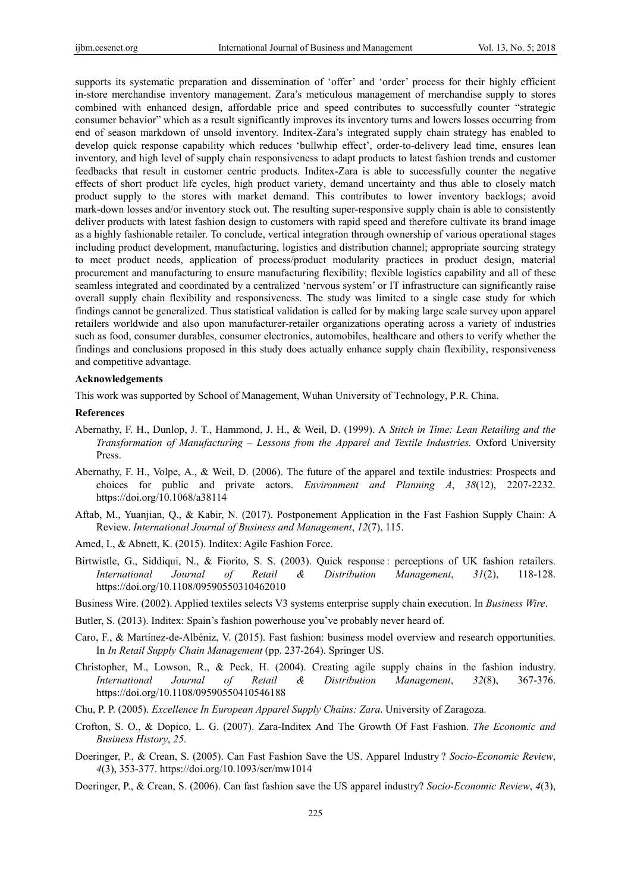supports its systematic preparation and dissemination of 'offer' and 'order' process for their highly efficient in-store merchandise inventory management. Zara's meticulous management of merchandise supply to stores combined with enhanced design, affordable price and speed contributes to successfully counter "strategic consumer behavior" which as a result significantly improves its inventory turns and lowers losses occurring from end of season markdown of unsold inventory. Inditex-Zara's integrated supply chain strategy has enabled to develop quick response capability which reduces 'bullwhip effect', order-to-delivery lead time, ensures lean inventory, and high level of supply chain responsiveness to adapt products to latest fashion trends and customer feedbacks that result in customer centric products. Inditex-Zara is able to successfully counter the negative effects of short product life cycles, high product variety, demand uncertainty and thus able to closely match product supply to the stores with market demand. This contributes to lower inventory backlogs; avoid mark-down losses and/or inventory stock out. The resulting super-responsive supply chain is able to consistently deliver products with latest fashion design to customers with rapid speed and therefore cultivate its brand image as a highly fashionable retailer. To conclude, vertical integration through ownership of various operational stages including product development, manufacturing, logistics and distribution channel; appropriate sourcing strategy to meet product needs, application of process/product modularity practices in product design, material procurement and manufacturing to ensure manufacturing flexibility; flexible logistics capability and all of these seamless integrated and coordinated by a centralized 'nervous system' or IT infrastructure can significantly raise overall supply chain flexibility and responsiveness. The study was limited to a single case study for which findings cannot be generalized. Thus statistical validation is called for by making large scale survey upon apparel retailers worldwide and also upon manufacturer-retailer organizations operating across a variety of industries such as food, consumer durables, consumer electronics, automobiles, healthcare and others to verify whether the findings and conclusions proposed in this study does actually enhance supply chain flexibility, responsiveness and competitive advantage.

**Acknowledgements**

This work was supported by School of Management, Wuhan University of Technology, P.R. China.

**References**

Abernathy, F. H., Dunlop, J. T., Hammond, J. H., & Weil, D. (1999). A *Stitch in Time: Lean Retailing and the Transformation of Manufacturing – Lessons from the Apparel and Textile Industries.* Oxford University Press.

Abernathy, F. H., Volpe, A., & Weil, D. (2006). The future of the apparel and textile industries: Prospects and choices for public and private actors. *Environment and Planning A*, *38*(12), 2207-2232. https://doi.org/10.1068/a38114

Aftab, M., Yuanjian, Q., & Kabir, N. (2017). Postponement Application in the Fast Fashion Supply Chain: A Review. *International Journal of Business and Management*, *12*(7), 115.

Amed, I., & Abnett, K. (2015). Inditex: Agile Fashion Force.

Birtwistle, G., Siddiqui, N., & Fiorito, S. S. (2003). Quick response : perceptions of UK fashion retailers. *International Journal of Retail & Distribution Management*, *31*(2), 118-128. https://doi.org/10.1108/09590550310462010

Business Wire. (2002). Applied textiles selects V3 systems enterprise supply chain execution. In *Business Wire*.

Butler, S. (2013). Inditex: Spain's fashion powerhouse you've probably never heard of.

Caro, F., & Martínez-de-Albéniz, V. (2015). Fast fashion: business model overview and research opportunities. In *In Retail Supply Chain Management* (pp. 237-264). Springer US.

Christopher, M., Lowson, R., & Peck, H. (2004). Creating agile supply chains in the fashion industry. *International Journal of Retail & Distribution Management*, *32*(8), 367-376. https://doi.org/10.1108/09590550410546188

Chu, P. P. (2005). *Excellence In European Apparel Supply Chains: Zara*. University of Zaragoza.

Crofton, S. O., & Dopico, L. G. (2007). Zara-Inditex And The Growth Of Fast Fashion. *The Economic and Business History*, *25*.

Doeringer, P., & Crean, S. (2005). Can Fast Fashion Save the US. Apparel Industry ? *Socio-Economic Review*, *4*(3), 353-377. https://doi.org/10.1093/ser/mw1014

Doeringer, P., & Crean, S. (2006). Can fast fashion save the US apparel industry? *Socio-Economic Review*, *4*(3),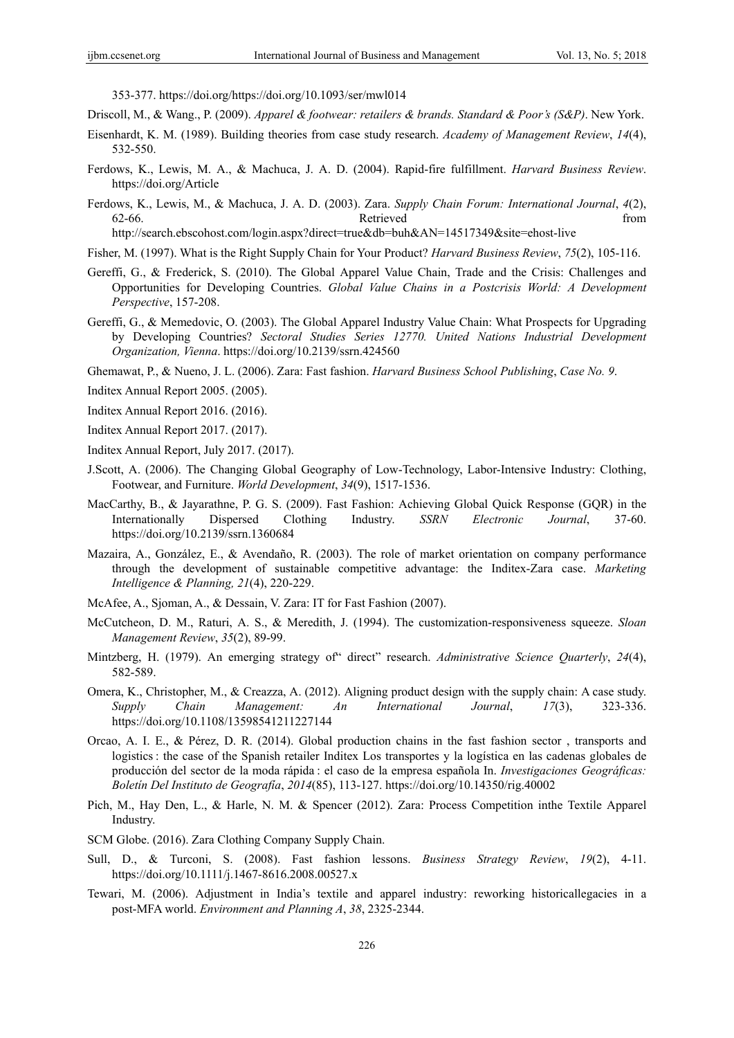353-377. https://doi.org/https://doi.org/10.1093/ser/mwl014

Driscoll, M., & Wang., P. (2009). *Apparel & footwear: retailers & brands. Standard & Poor's (S&P)*. New York.

Eisenhardt, K. M. (1989). Building theories from case study research. *Academy of Management Review*, *14*(4), 532-550.

Ferdows, K., Lewis, M. A., & Machuca, J. A. D. (2004). Rapid-fire fulfillment. *Harvard Business Review*. https://doi.org/Article

Ferdows, K., Lewis, M., & Machuca, J. A. D. (2003). Zara. *Supply Chain Forum: International Journal*, *4*(2), 62-66. Retrieved from http://search.ebscohost.com/login.aspx?direct=true&db=buh&AN=14517349&site=ehost-live

Fisher, M. (1997). What is the Right Supply Chain for Your Product? *Harvard Business Review*, *75*(2), 105-116.

Gereffi, G., & Frederick, S. (2010). The Global Apparel Value Chain, Trade and the Crisis: Challenges and Opportunities for Developing Countries. *Global Value Chains in a Postcrisis World: A Development Perspective*, 157-208.

Gereffi, G., & Memedovic, O. (2003). The Global Apparel Industry Value Chain: What Prospects for Upgrading by Developing Countries? *Sectoral Studies Series 12770. United Nations Industrial Development Organization, Vienna*. https://doi.org/10.2139/ssrn.424560

Ghemawat, P., & Nueno, J. L. (2006). Zara: Fast fashion. *Harvard Business School Publishing*, *Case No. 9*.

Inditex Annual Report 2005. (2005).

Inditex Annual Report 2016. (2016).

Inditex Annual Report 2017. (2017).

Inditex Annual Report, July 2017. (2017).

J.Scott, A. (2006). The Changing Global Geography of Low-Technology, Labor-Intensive Industry: Clothing, Footwear, and Furniture. *World Development*, *34*(9), 1517-1536.

MacCarthy, B., & Jayarathne, P. G. S. (2009). Fast Fashion: Achieving Global Quick Response (GQR) in the Internationally Dispersed Clothing Industry. *SSRN Electronic Journal*, 37-60. https://doi.org/10.2139/ssrn.1360684

Mazaira, A., González, E., & Avendaño, R. (2003). The role of market orientation on company performance through the development of sustainable competitive advantage: the Inditex-Zara case. *Marketing Intelligence & Planning, 21*(4), 220-229.

McAfee, A., Sjoman, A., & Dessain, V. Zara: IT for Fast Fashion (2007).

McCutcheon, D. M., Raturi, A. S., & Meredith, J. (1994). The customization-responsiveness squeeze. *Sloan Management Review*, *35*(2), 89-99.

Mintzberg, H. (1979). An emerging strategy of" direct" research. *Administrative Science Quarterly*, *24*(4), 582-589.

Omera, K., Christopher, M., & Creazza, A. (2012). Aligning product design with the supply chain: A case study. *Supply Chain Management: An International Journal*, *17*(3), 323-336. https://doi.org/10.1108/13598541211227144

Orcao, A. I. E., & Pérez, D. R. (2014). Global production chains in the fast fashion sector , transports and logistics : the case of the Spanish retailer Inditex Los transportes y la logística en las cadenas globales de producción del sector de la moda rápida : el caso de la empresa española In. *Investigaciones Geográficas: Boletín Del Instituto de Geografía*, *2014*(85), 113-127. https://doi.org/10.14350/rig.40002

Pich, M., Hay Den, L., & Harle, N. M. & Spencer (2012). Zara: Process Competition inthe Textile Apparel Industry.

SCM Globe. (2016). Zara Clothing Company Supply Chain.

Sull, D., & Turconi, S. (2008). Fast fashion lessons. *Business Strategy Review*, *19*(2), 4-11. https://doi.org/10.1111/j.1467-8616.2008.00527.x

Tewari, M. (2006). Adjustment in India's textile and apparel industry: reworking historicallegacies in a post-MFA world. *Environment and Planning A*, *38*, 2325-2344.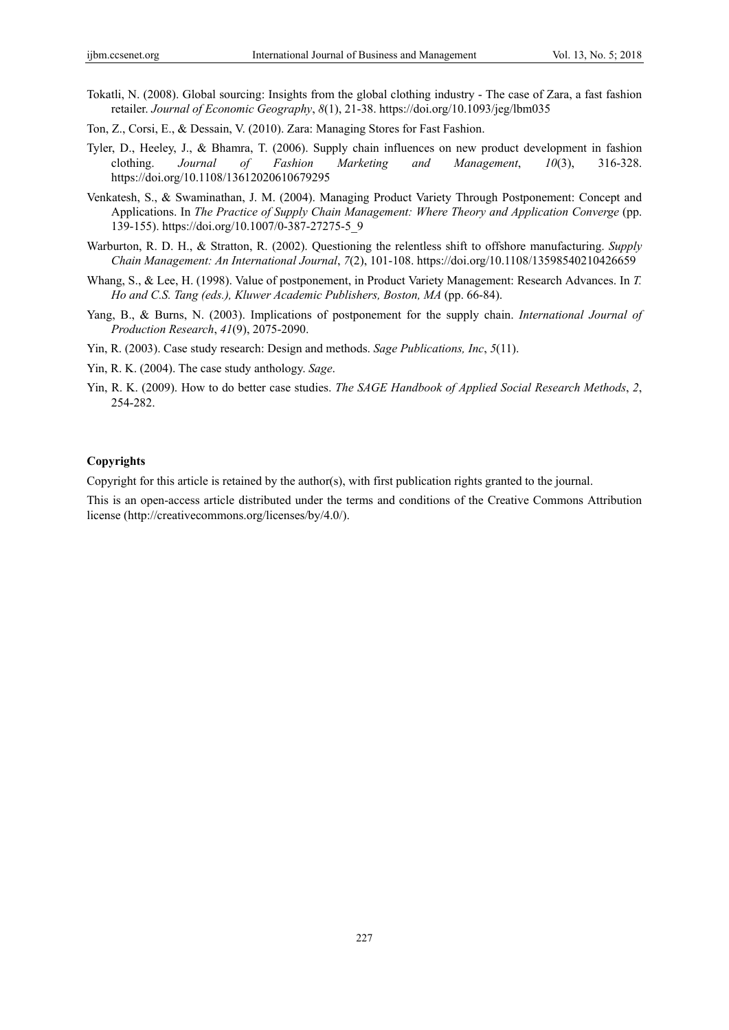Tokatli, N. (2008). Global sourcing: Insights from the global clothing industry - The case of Zara, a fast fashion retailer. *Journal of Economic Geography*, *8*(1), 21-38. https://doi.org/10.1093/jeg/lbm035

Ton, Z., Corsi, E., & Dessain, V. (2010). Zara: Managing Stores for Fast Fashion.

Tyler, D., Heeley, J., & Bhamra, T. (2006). Supply chain influences on new product development in fashion clothing. *Journal of Fashion Marketing and Management*, *10*(3), 316-328. https://doi.org/10.1108/13612020610679295

Venkatesh, S., & Swaminathan, J. M. (2004). Managing Product Variety Through Postponement: Concept and Applications. In *The Practice of Supply Chain Management: Where Theory and Application Converge* (pp. 139-155). https://doi.org/10.1007/0-387-27275-5_9

Warburton, R. D. H., & Stratton, R. (2002). Questioning the relentless shift to offshore manufacturing. *Supply Chain Management: An International Journal*, *7*(2), 101-108. https://doi.org/10.1108/13598540210426659

Whang, S., & Lee, H. (1998). Value of postponement, in Product Variety Management: Research Advances. In *T. Ho and C.S. Tang (eds.), Kluwer Academic Publishers, Boston, MA* (pp. 66-84).

Yang, B., & Burns, N. (2003). Implications of postponement for the supply chain. *International Journal of Production Research*, *41*(9), 2075-2090.

Yin, R. (2003). Case study research: Design and methods. *Sage Publications, Inc*, *5*(11).

Yin, R. K. (2004). The case study anthology. *Sage*.

Yin, R. K. (2009). How to do better case studies. *The SAGE Handbook of Applied Social Research Methods*, *2*, 254-282.

**Copyrights**

Copyright for this article is retained by the author(s), with first publication rights granted to the journal.

This is an open-access article distributed under the terms and conditions of the Creative Commons Attribution license (http://creativecommons.org/licenses/by/4.0/).